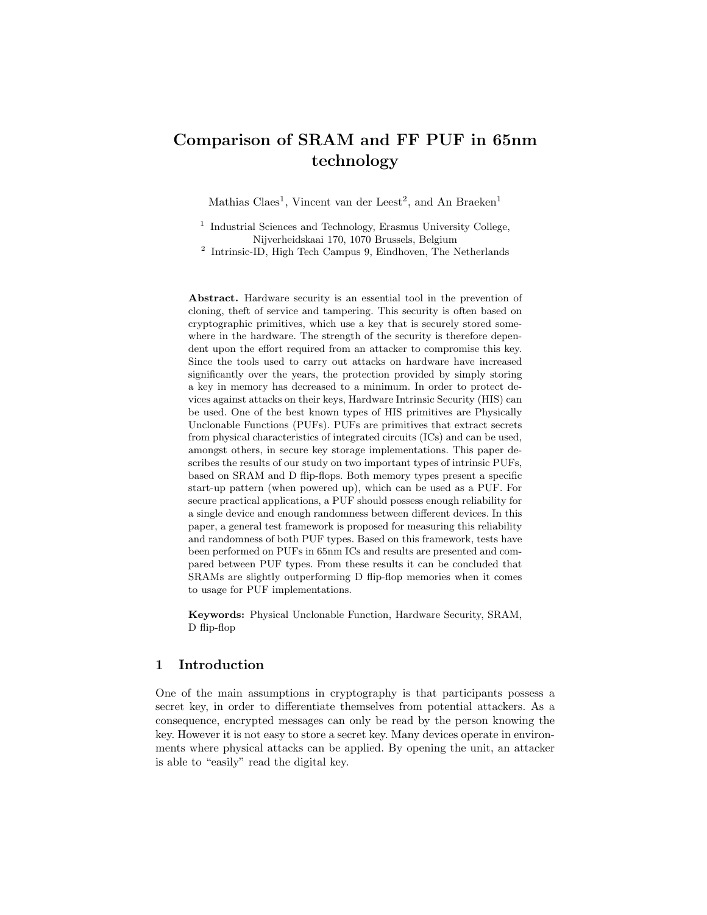# Comparison of SRAM and FF PUF in 65nm technology

Mathias Claes[1], Vincent van der Leest[2], and An Braeken[1]

[1] Industrial Sciences and Technology, Erasmus University College, Nijverheidskaai 170, 1070 Brussels, Belgium
[2] Intrinsic-ID, High Tech Campus 9, Eindhoven, The Netherlands

**Abstract.** Hardware security is an essential tool in the prevention of cloning, theft of service and tampering. This security is often based on cryptographic primitives, which use a key that is securely stored somewhere in the hardware. The strength of the security is therefore dependent upon the effort required from an attacker to compromise this key. Since the tools used to carry out attacks on hardware have increased significantly over the years, the protection provided by simply storing a key in memory has decreased to a minimum. In order to protect devices against attacks on their keys, Hardware Intrinsic Security (HIS) can be used. One of the best known types of HIS primitives are Physically Unclonable Functions (PUFs). PUFs are primitives that extract secrets from physical characteristics of integrated circuits (ICs) and can be used, amongst others, in secure key storage implementations. This paper describes the results of our study on two important types of intrinsic PUFs, based on SRAM and D flip-flops. Both memory types present a specific start-up pattern (when powered up), which can be used as a PUF. For secure practical applications, a PUF should possess enough reliability for a single device and enough randomness between different devices. In this paper, a general test framework is proposed for measuring this reliability and randomness of both PUF types. Based on this framework, tests have been performed on PUFs in 65nm ICs and results are presented and compared between PUF types. From these results it can be concluded that SRAMs are slightly outperforming D flip-flop memories when it comes to usage for PUF implementations.

**Keywords:** Physical Unclonable Function, Hardware Security, SRAM, D flip-flop

## 1 Introduction

One of the main assumptions in cryptography is that participants possess a secret key, in order to differentiate themselves from potential attackers. As a consequence, encrypted messages can only be read by the person knowing the key. However it is not easy to store a secret key. Many devices operate in environments where physical attacks can be applied. By opening the unit, an attacker is able to "easily" read the digital key.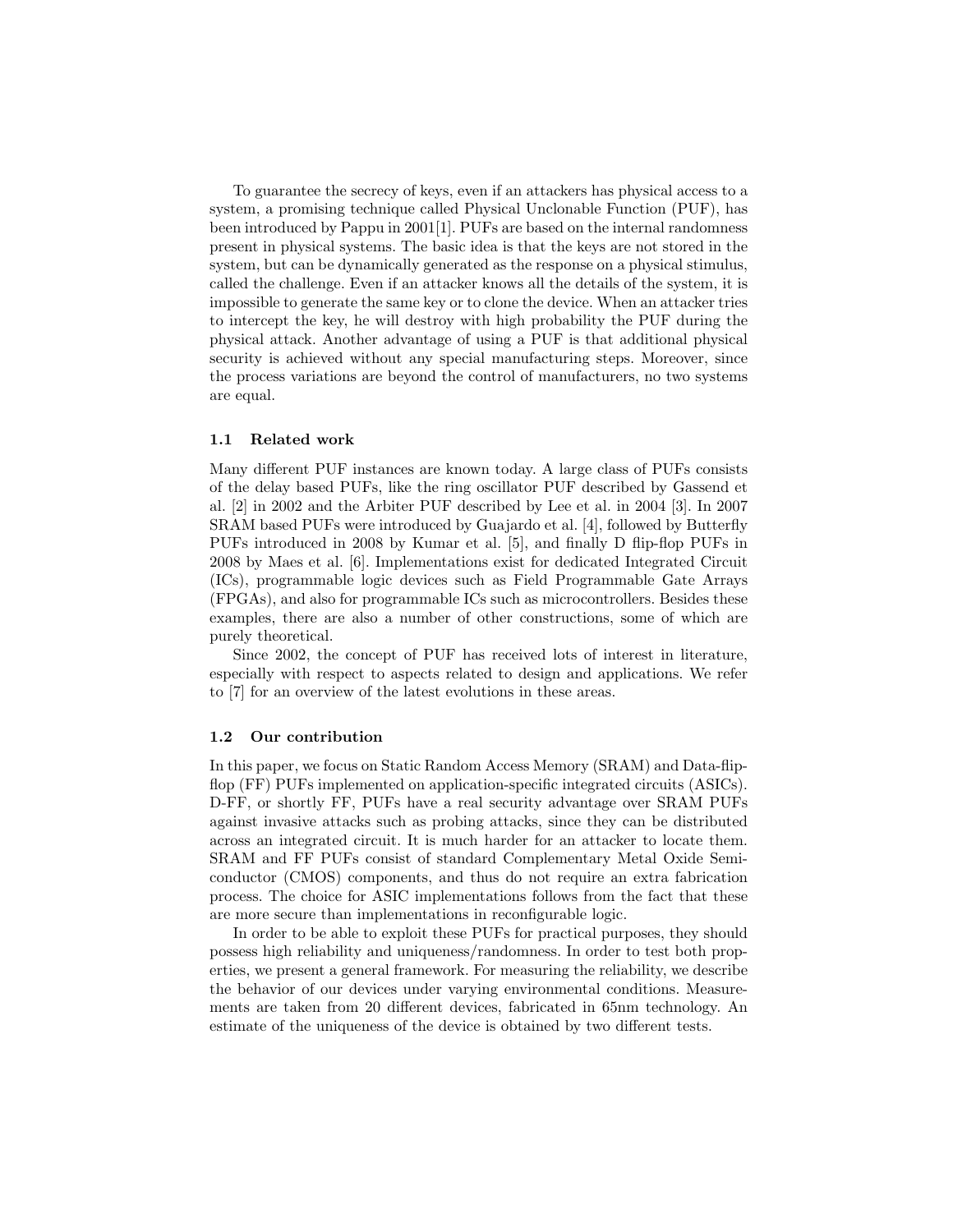To guarantee the secrecy of keys, even if an attackers has physical access to a system, a promising technique called Physical Unclonable Function (PUF), has been introduced by Pappu in 2001[1]. PUFs are based on the internal randomness present in physical systems. The basic idea is that the keys are not stored in the system, but can be dynamically generated as the response on a physical stimulus, called the challenge. Even if an attacker knows all the details of the system, it is impossible to generate the same key or to clone the device. When an attacker tries to intercept the key, he will destroy with high probability the PUF during the physical attack. Another advantage of using a PUF is that additional physical security is achieved without any special manufacturing steps. Moreover, since the process variations are beyond the control of manufacturers, no two systems are equal.

### 1.1 Related work

Many different PUF instances are known today. A large class of PUFs consists of the delay based PUFs, like the ring oscillator PUF described by Gassend et al. [2] in 2002 and the Arbiter PUF described by Lee et al. in 2004 [3]. In 2007 SRAM based PUFs were introduced by Guajardo et al. [4], followed by Butterfly PUFs introduced in 2008 by Kumar et al. [5], and finally D flip-flop PUFs in 2008 by Maes et al. [6]. Implementations exist for dedicated Integrated Circuit (ICs), programmable logic devices such as Field Programmable Gate Arrays (FPGAs), and also for programmable ICs such as microcontrollers. Besides these examples, there are also a number of other constructions, some of which are purely theoretical.

Since 2002, the concept of PUF has received lots of interest in literature, especially with respect to aspects related to design and applications. We refer to [7] for an overview of the latest evolutions in these areas.

### 1.2 Our contribution

In this paper, we focus on Static Random Access Memory (SRAM) and Data-flip-flop (FF) PUFs implemented on application-specific integrated circuits (ASICs). D-FF, or shortly FF, PUFs have a real security advantage over SRAM PUFs against invasive attacks such as probing attacks, since they can be distributed across an integrated circuit. It is much harder for an attacker to locate them. SRAM and FF PUFs consist of standard Complementary Metal Oxide Semiconductor (CMOS) components, and thus do not require an extra fabrication process. The choice for ASIC implementations follows from the fact that these are more secure than implementations in reconfigurable logic.

In order to be able to exploit these PUFs for practical purposes, they should possess high reliability and uniqueness/randomness. In order to test both properties, we present a general framework. For measuring the reliability, we describe the behavior of our devices under varying environmental conditions. Measurements are taken from 20 different devices, fabricated in 65nm technology. An estimate of the uniqueness of the device is obtained by two different tests.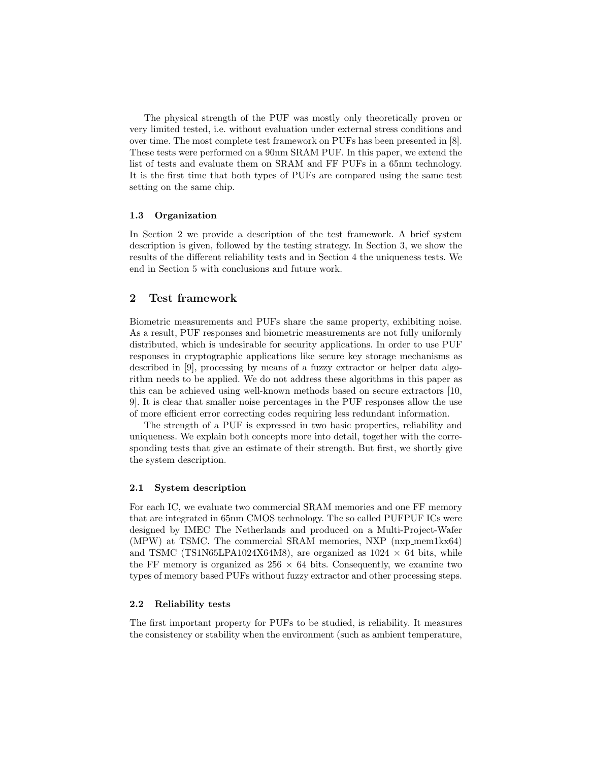The physical strength of the PUF was mostly only theoretically proven or very limited tested, i.e. without evaluation under external stress conditions and over time. The most complete test framework on PUFs has been presented in [8]. These tests were performed on a 90nm SRAM PUF. In this paper, we extend the list of tests and evaluate them on SRAM and FF PUFs in a 65nm technology. It is the first time that both types of PUFs are compared using the same test setting on the same chip.

### 1.3 Organization

In Section 2 we provide a description of the test framework. A brief system description is given, followed by the testing strategy. In Section 3, we show the results of the different reliability tests and in Section 4 the uniqueness tests. We end in Section 5 with conclusions and future work.

## 2 Test framework

Biometric measurements and PUFs share the same property, exhibiting noise. As a result, PUF responses and biometric measurements are not fully uniformly distributed, which is undesirable for security applications. In order to use PUF responses in cryptographic applications like secure key storage mechanisms as described in [9], processing by means of a fuzzy extractor or helper data algorithm needs to be applied. We do not address these algorithms in this paper as this can be achieved using well-known methods based on secure extractors [10, 9]. It is clear that smaller noise percentages in the PUF responses allow the use of more efficient error correcting codes requiring less redundant information.

The strength of a PUF is expressed in two basic properties, reliability and uniqueness. We explain both concepts more into detail, together with the corresponding tests that give an estimate of their strength. But first, we shortly give the system description.

### 2.1 System description

For each IC, we evaluate two commercial SRAM memories and one FF memory that are integrated in 65nm CMOS technology. The so called PUFPUF ICs were designed by IMEC The Netherlands and produced on a Multi-Project-Wafer (MPW) at TSMC. The commercial SRAM memories, NXP (nxp_mem1kx64) and TSMC (TS1N65LPA1024X64M8), are organized as 1024 × 64 bits, while the FF memory is organized as 256 × 64 bits. Consequently, we examine two types of memory based PUFs without fuzzy extractor and other processing steps.

### 2.2 Reliability tests

The first important property for PUFs to be studied, is reliability. It measures the consistency or stability when the environment (such as ambient temperature,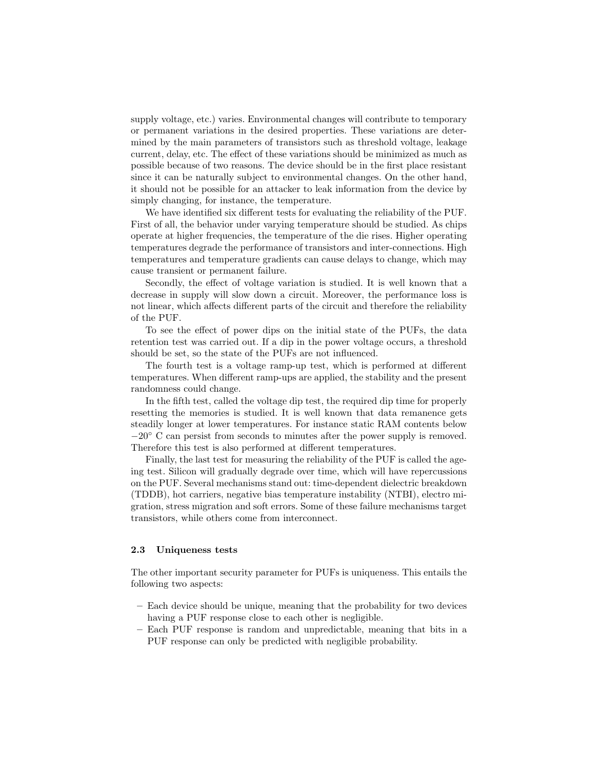supply voltage, etc.) varies. Environmental changes will contribute to temporary or permanent variations in the desired properties. These variations are determined by the main parameters of transistors such as threshold voltage, leakage current, delay, etc. The effect of these variations should be minimized as much as possible because of two reasons. The device should be in the first place resistant since it can be naturally subject to environmental changes. On the other hand, it should not be possible for an attacker to leak information from the device by simply changing, for instance, the temperature.

We have identified six different tests for evaluating the reliability of the PUF. First of all, the behavior under varying temperature should be studied. As chips operate at higher frequencies, the temperature of the die rises. Higher operating temperatures degrade the performance of transistors and inter-connections. High temperatures and temperature gradients can cause delays to change, which may cause transient or permanent failure.

Secondly, the effect of voltage variation is studied. It is well known that a decrease in supply will slow down a circuit. Moreover, the performance loss is not linear, which affects different parts of the circuit and therefore the reliability of the PUF.

To see the effect of power dips on the initial state of the PUFs, the data retention test was carried out. If a dip in the power voltage occurs, a threshold should be set, so the state of the PUFs are not influenced.

The fourth test is a voltage ramp-up test, which is performed at different temperatures. When different ramp-ups are applied, the stability and the present randomness could change.

In the fifth test, called the voltage dip test, the required dip time for properly resetting the memories is studied. It is well known that data remanence gets steadily longer at lower temperatures. For instance static RAM contents below $-20^{\circ}$ C can persist from seconds to minutes after the power supply is removed. Therefore this test is also performed at different temperatures.

Finally, the last test for measuring the reliability of the PUF is called the ageing test. Silicon will gradually degrade over time, which will have repercussions on the PUF. Several mechanisms stand out: time-dependent dielectric breakdown (TDDB), hot carriers, negative bias temperature instability (NTBI), electro migration, stress migration and soft errors. Some of these failure mechanisms target transistors, while others come from interconnect.

### 2.3 Uniqueness tests

The other important security parameter for PUFs is uniqueness. This entails the following two aspects:

- Each device should be unique, meaning that the probability for two devices having a PUF response close to each other is negligible.
- Each PUF response is random and unpredictable, meaning that bits in a PUF response can only be predicted with negligible probability.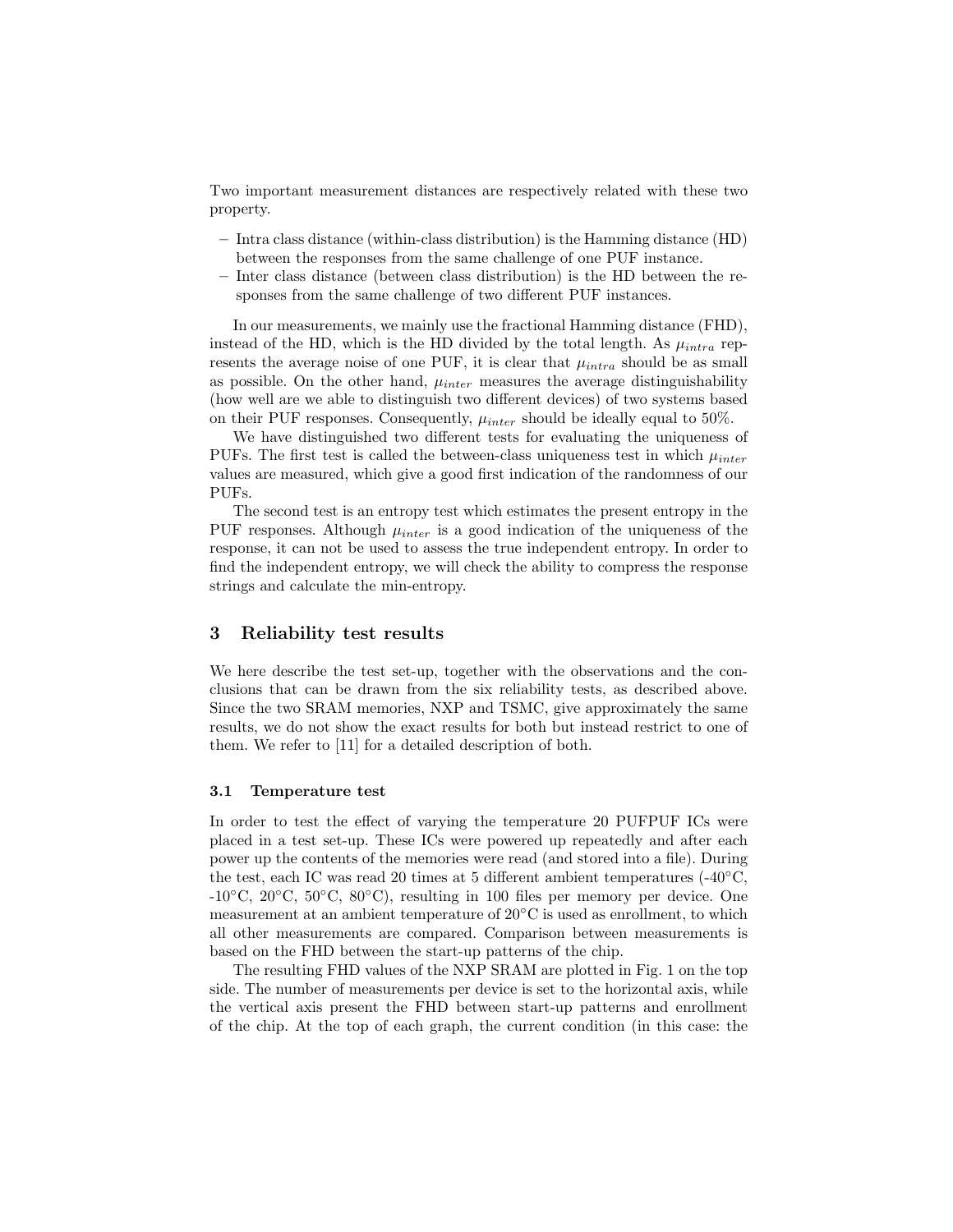Two important measurement distances are respectively related with these two property.

- Intra class distance (within-class distribution) is the Hamming distance (HD) between the responses from the same challenge of one PUF instance.
- Inter class distance (between class distribution) is the HD between the responses from the same challenge of two different PUF instances.

In our measurements, we mainly use the fractional Hamming distance (FHD), instead of the HD, which is the HD divided by the total length. As $\mu_{intra}$ represents the average noise of one PUF, it is clear that $\mu_{intra}$ should be as small as possible. On the other hand, $\mu_{inter}$ measures the average distinguishability (how well are we able to distinguish two different devices) of two systems based on their PUF responses. Consequently, $\mu_{inter}$ should be ideally equal to 50%.

We have distinguished two different tests for evaluating the uniqueness of PUFs. The first test is called the between-class uniqueness test in which $\mu_{inter}$ values are measured, which give a good first indication of the randomness of our PUFs.

The second test is an entropy test which estimates the present entropy in the PUF responses. Although $\mu_{inter}$ is a good indication of the uniqueness of the response, it can not be used to assess the true independent entropy. In order to find the independent entropy, we will check the ability to compress the response strings and calculate the min-entropy.

## 3 Reliability test results

We here describe the test set-up, together with the observations and the conclusions that can be drawn from the six reliability tests, as described above. Since the two SRAM memories, NXP and TSMC, give approximately the same results, we do not show the exact results for both but instead restrict to one of them. We refer to [11] for a detailed description of both.

### 3.1 Temperature test

In order to test the effect of varying the temperature 20 PUFPUF ICs were placed in a test set-up. These ICs were powered up repeatedly and after each power up the contents of the memories were read (and stored into a file). During the test, each IC was read 20 times at 5 different ambient temperatures (-40°C, -10°C, 20°C, 50°C, 80°C), resulting in 100 files per memory per device. One measurement at an ambient temperature of 20°C is used as enrollment, to which all other measurements are compared. Comparison between measurements is based on the FHD between the start-up patterns of the chip.

The resulting FHD values of the NXP SRAM are plotted in Fig. 1 on the top side. The number of measurements per device is set to the horizontal axis, while the vertical axis present the FHD between start-up patterns and enrollment of the chip. At the top of each graph, the current condition (in this case: the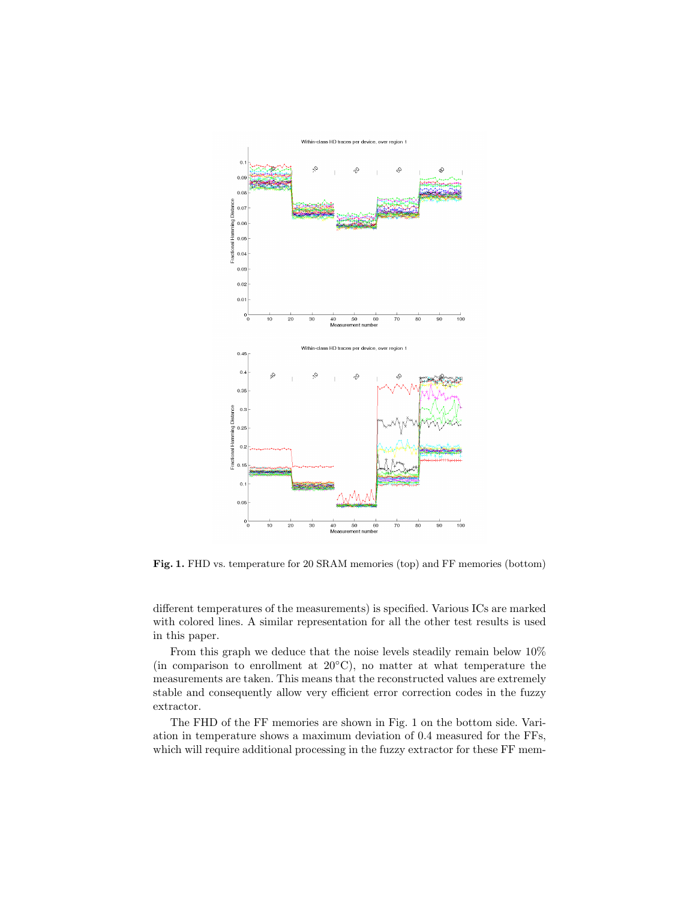**Fig. 1.** FHD vs. temperature for 20 SRAM memories (top) and FF memories (bottom)

different temperatures of the measurements) is specified. Various ICs are marked with colored lines. A similar representation for all the other test results is used in this paper.

From this graph we deduce that the noise levels steadily remain below 10% (in comparison to enrollment at 20°C), no matter at what temperature the measurements are taken. This means that the reconstructed values are extremely stable and consequently allow very efficient error correction codes in the fuzzy extractor.

The FHD of the FF memories are shown in Fig. 1 on the bottom side. Variation in temperature shows a maximum deviation of 0.4 measured for the FFs, which will require additional processing in the fuzzy extractor for these FF mem-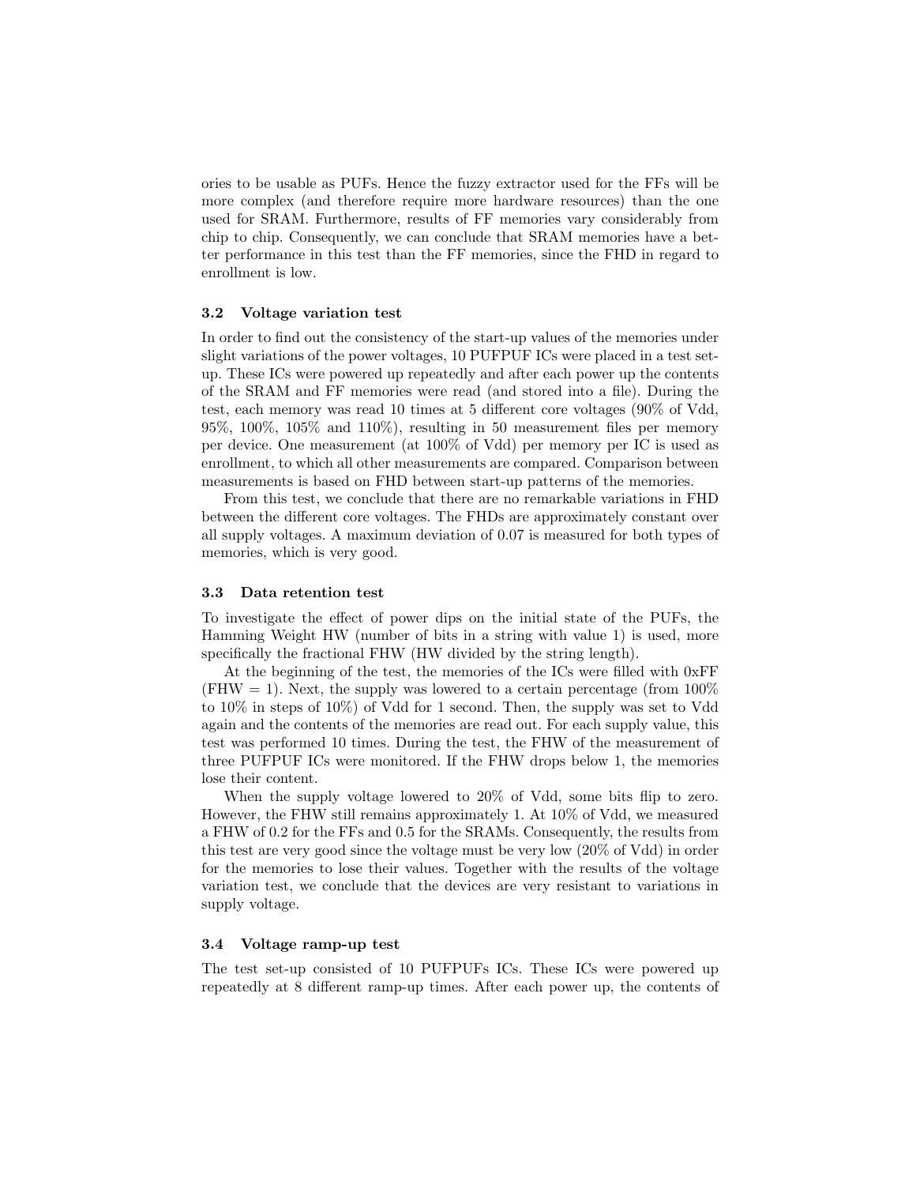ories to be usable as PUFs. Hence the fuzzy extractor used for the FFs will be more complex (and therefore require more hardware resources) than the one used for SRAM. Furthermore, results of FF memories vary considerably from chip to chip. Consequently, we can conclude that SRAM memories have a better performance in this test than the FF memories, since the FHD in regard to enrollment is low.

### 3.2 Voltage variation test

In order to find out the consistency of the start-up values of the memories under slight variations of the power voltages, 10 PUFPUF ICs were placed in a test set-up. These ICs were powered up repeatedly and after each power up the contents of the SRAM and FF memories were read (and stored into a file). During the test, each memory was read 10 times at 5 different core voltages (90% of Vdd, 95%, 100%, 105% and 110%), resulting in 50 measurement files per memory per device. One measurement (at 100% of Vdd) per memory per IC is used as enrollment, to which all other measurements are compared. Comparison between measurements is based on FHD between start-up patterns of the memories.

From this test, we conclude that there are no remarkable variations in FHD between the different core voltages. The FHDs are approximately constant over all supply voltages. A maximum deviation of 0.07 is measured for both types of memories, which is very good.

### 3.3 Data retention test

To investigate the effect of power dips on the initial state of the PUFs, the Hamming Weight HW (number of bits in a string with value 1) is used, more specifically the fractional FHW (HW divided by the string length).

At the beginning of the test, the memories of the ICs were filled with 0xFF (FHW = 1). Next, the supply was lowered to a certain percentage (from 100% to 10% in steps of 10%) of Vdd for 1 second. Then, the supply was set to Vdd again and the contents of the memories are read out. For each supply value, this test was performed 10 times. During the test, the FHW of the measurement of three PUFPUF ICs were monitored. If the FHW drops below 1, the memories lose their content.

When the supply voltage lowered to 20% of Vdd, some bits flip to zero. However, the FHW still remains approximately 1. At 10% of Vdd, we measured a FHW of 0.2 for the FFs and 0.5 for the SRAMs. Consequently, the results from this test are very good since the voltage must be very low (20% of Vdd) in order for the memories to lose their values. Together with the results of the voltage variation test, we conclude that the devices are very resistant to variations in supply voltage.

### 3.4 Voltage ramp-up test

The test set-up consisted of 10 PUFPUFs ICs. These ICs were powered up repeatedly at 8 different ramp-up times. After each power up, the contents of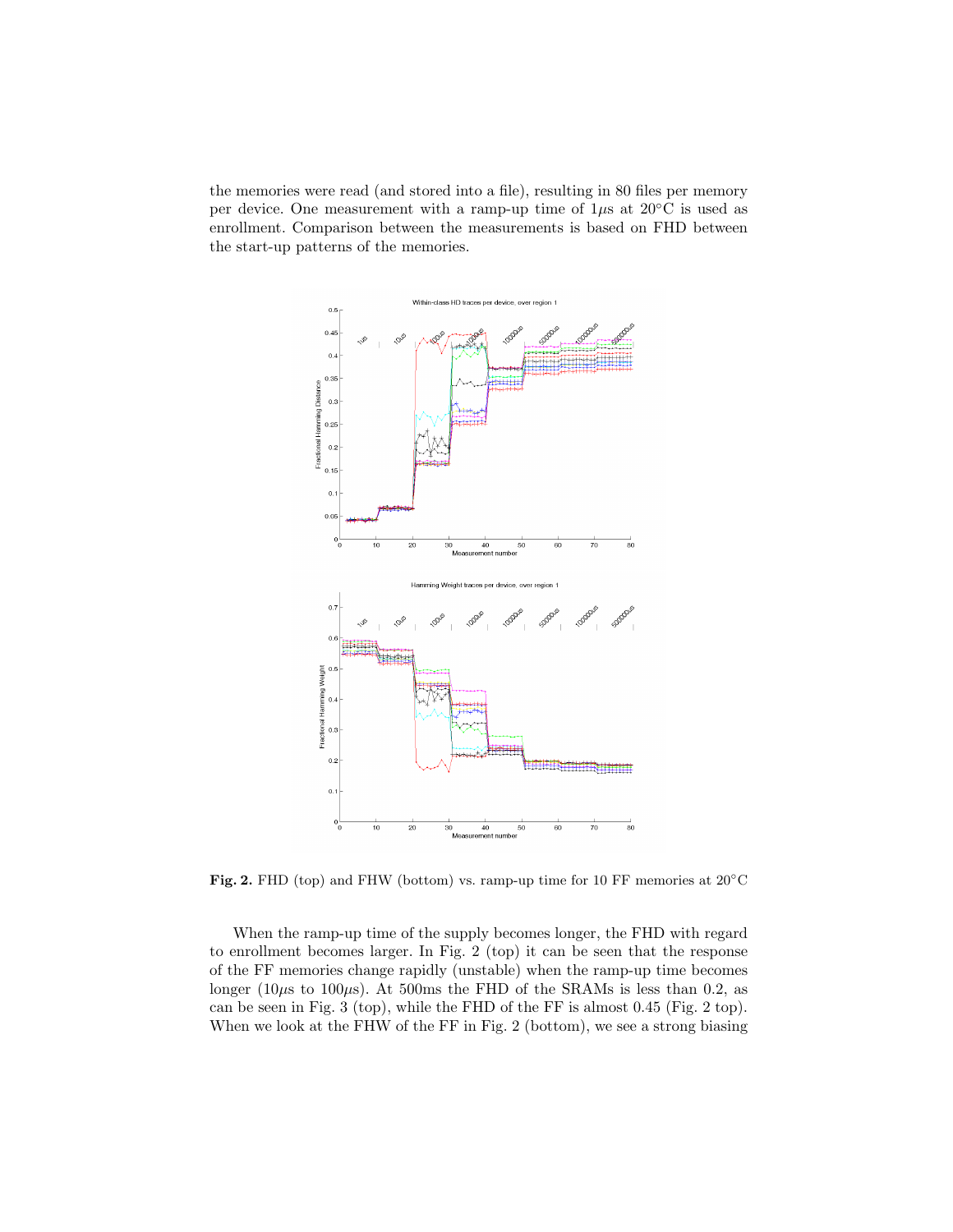the memories were read (and stored into a file), resulting in 80 files per memory per device. One measurement with a ramp-up time of $1\mu$s at $20°$C is used as enrollment. Comparison between the measurements is based on FHD between the start-up patterns of the memories.

**Fig. 2.** FHD (top) and FHW (bottom) vs. ramp-up time for 10 FF memories at $20°$C

When the ramp-up time of the supply becomes longer, the FHD with regard to enrollment becomes larger. In Fig. 2 (top) it can be seen that the response of the FF memories change rapidly (unstable) when the ramp-up time becomes longer ($10\mu$s to $100\mu$s). At 500ms the FHD of the SRAMs is less than 0.2, as can be seen in Fig. 3 (top), while the FHD of the FF is almost 0.45 (Fig. 2 top). When we look at the FHW of the FF in Fig. 2 (bottom), we see a strong biasing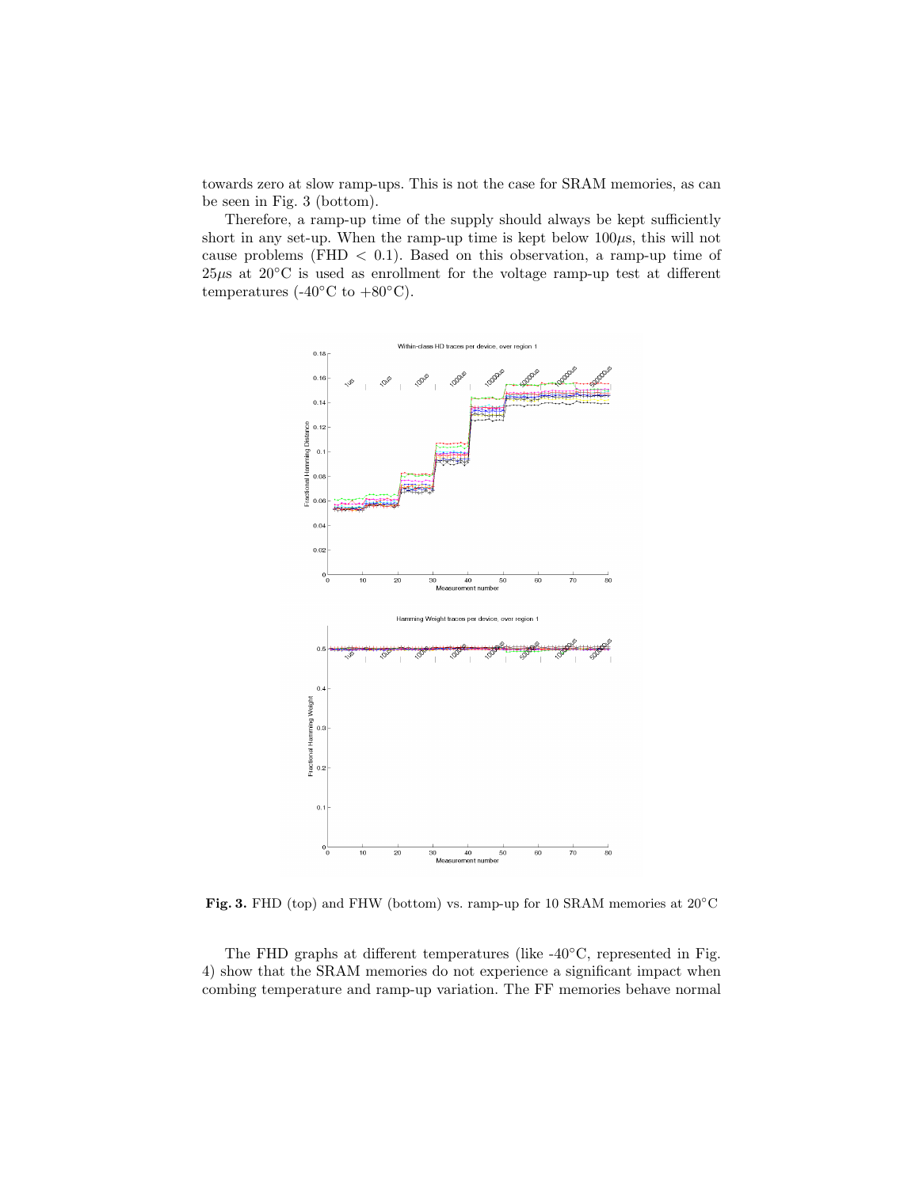towards zero at slow ramp-ups. This is not the case for SRAM memories, as can be seen in Fig. 3 (bottom).

Therefore, a ramp-up time of the supply should always be kept sufficiently short in any set-up. When the ramp-up time is kept below $100\mu s$, this will not cause problems (FHD $< 0.1$). Based on this observation, a ramp-up time of $25\mu s$ at $20^{\circ}$C is used as enrollment for the voltage ramp-up test at different temperatures (-$40^{\circ}$C to +$80^{\circ}$C).

**Fig. 3.** FHD (top) and FHW (bottom) vs. ramp-up for 10 SRAM memories at $20^{\circ}$C

The FHD graphs at different temperatures (like -$40^{\circ}$C, represented in Fig. 4) show that the SRAM memories do not experience a significant impact when combing temperature and ramp-up variation. The FF memories behave normal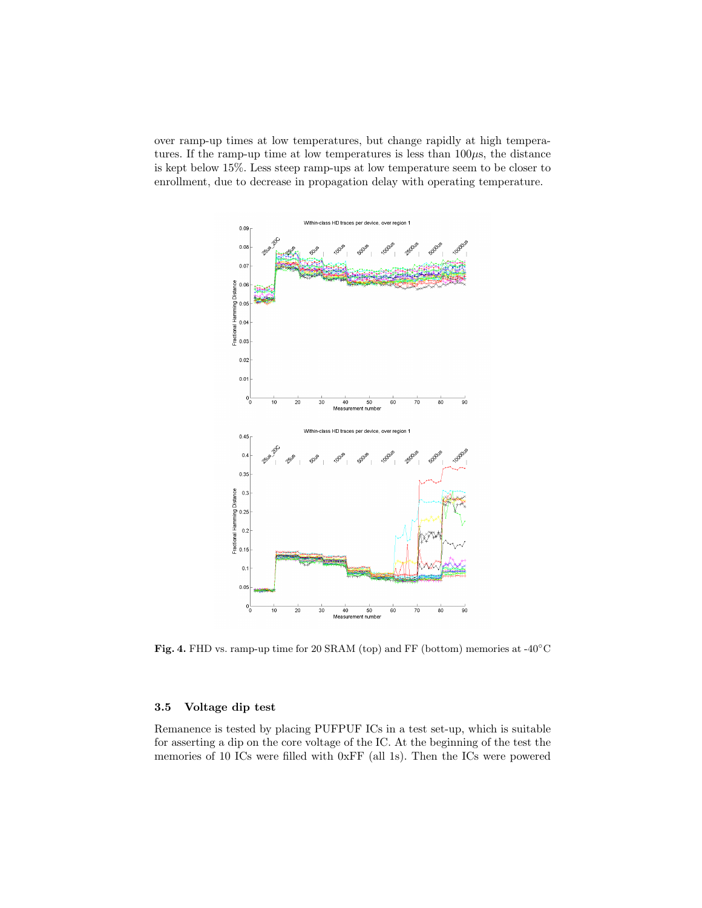over ramp-up times at low temperatures, but change rapidly at high temperatures. If the ramp-up time at low temperatures is less than $100\mu$s, the distance is kept below 15%. Less steep ramp-ups at low temperature seem to be closer to enrollment, due to decrease in propagation delay with operating temperature.

**Fig. 4.** FHD vs. ramp-up time for 20 SRAM (top) and FF (bottom) memories at -40°C

### 3.5 Voltage dip test

Remanence is tested by placing PUFPUF ICs in a test set-up, which is suitable for asserting a dip on the core voltage of the IC. At the beginning of the test the memories of 10 ICs were filled with 0xFF (all 1s). Then the ICs were powered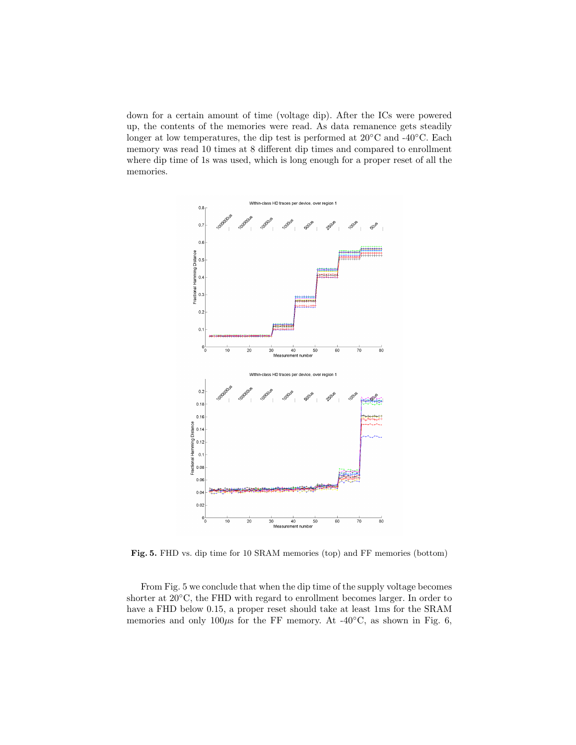down for a certain amount of time (voltage dip). After the ICs were powered up, the contents of the memories were read. As data remanence gets steadily longer at low temperatures, the dip test is performed at 20°C and -40°C. Each memory was read 10 times at 8 different dip times and compared to enrollment where dip time of 1s was used, which is long enough for a proper reset of all the memories.

**Fig. 5.** FHD vs. dip time for 10 SRAM memories (top) and FF memories (bottom)

From Fig. 5 we conclude that when the dip time of the supply voltage becomes shorter at 20°C, the FHD with regard to enrollment becomes larger. In order to have a FHD below 0.15, a proper reset should take at least 1ms for the SRAM memories and only 100$\mu$s for the FF memory. At -40°C, as shown in Fig. 6,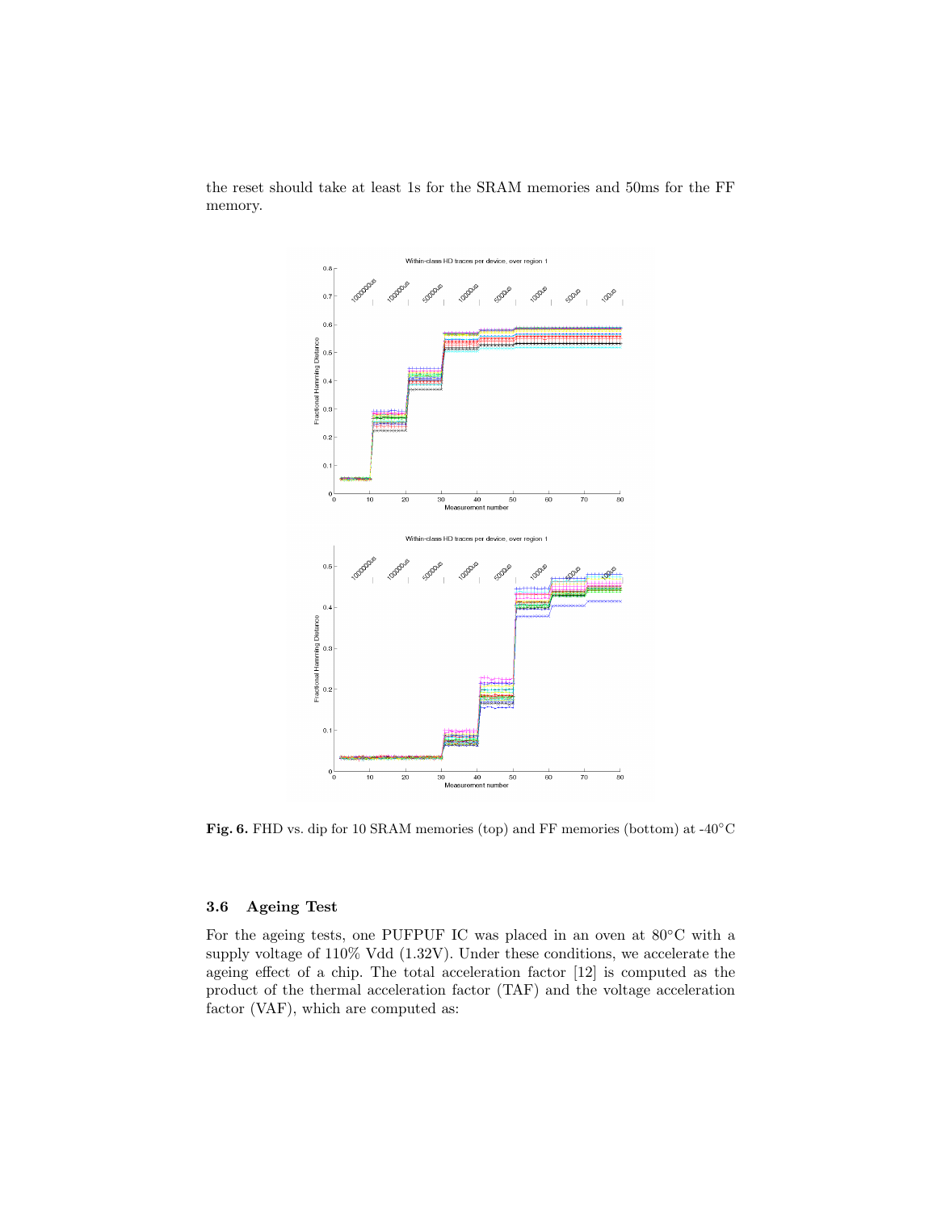the reset should take at least 1s for the SRAM memories and 50ms for the FF memory.

Fig. 6. FHD vs. dip for 10 SRAM memories (top) and FF memories (bottom) at -40°C

### 3.6 Ageing Test

For the ageing tests, one PUFPUF IC was placed in an oven at 80°C with a supply voltage of 110% Vdd (1.32V). Under these conditions, we accelerate the ageing effect of a chip. The total acceleration factor [12] is computed as the product of the thermal acceleration factor (TAF) and the voltage acceleration factor (VAF), which are computed as: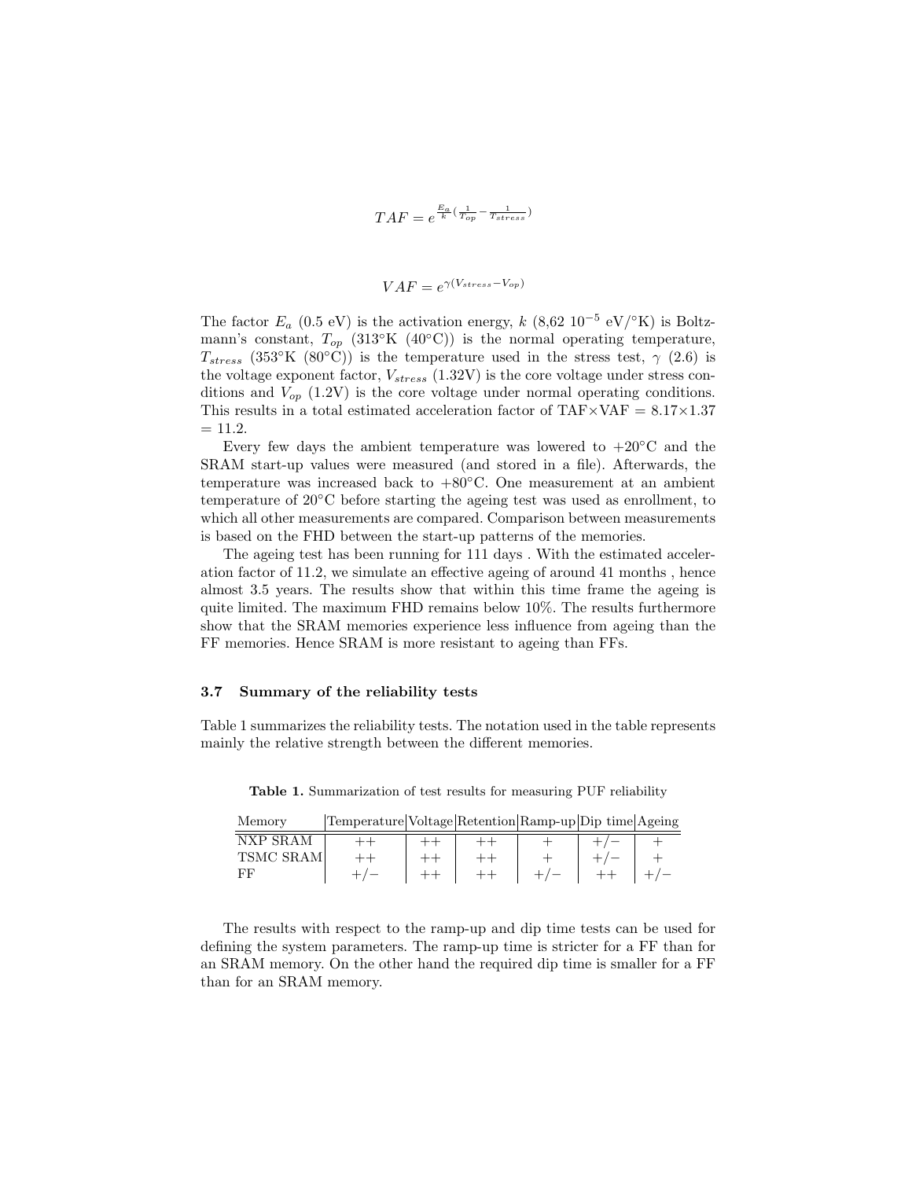$$TAF = e^{\frac{E_a}{k}(\frac{1}{T_{op}} - \frac{1}{T_{stress}})}$$

$$VAF = e^{\gamma(V_{stress} - V_{op})}$$

The factor $E_a$ (0.5 eV) is the activation energy, $k$ (8,62 $10^{-5}$ eV/°K) is Boltzmann's constant, $T_{op}$ (313°K (40°C)) is the normal operating temperature, $T_{stress}$ (353°K (80°C)) is the temperature used in the stress test, $\gamma$ (2.6) is the voltage exponent factor, $V_{stress}$ (1.32V) is the core voltage under stress conditions and $V_{op}$ (1.2V) is the core voltage under normal operating conditions. This results in a total estimated acceleration factor of TAF×VAF = 8.17×1.37 = 11.2.

Every few days the ambient temperature was lowered to +20°C and the SRAM start-up values were measured (and stored in a file). Afterwards, the temperature was increased back to +80°C. One measurement at an ambient temperature of 20°C before starting the ageing test was used as enrollment, to which all other measurements are compared. Comparison between measurements is based on the FHD between the start-up patterns of the memories.

The ageing test has been running for 111 days . With the estimated acceleration factor of 11.2, we simulate an effective ageing of around 41 months , hence almost 3.5 years. The results show that within this time frame the ageing is quite limited. The maximum FHD remains below 10%. The results furthermore show that the SRAM memories experience less influence from ageing than the FF memories. Hence SRAM is more resistant to ageing than FFs.

### 3.7 Summary of the reliability tests

Table 1 summarizes the reliability tests. The notation used in the table represents mainly the relative strength between the different memories.

**Table 1.** Summarization of test results for measuring PUF reliability

| Memory | Temperature | Voltage | Retention | Ramp-up | Dip time | Ageing |
|---|---|---|---|---|---|---|
| NXP SRAM | ++ | ++ | ++ | + | +/− | + |
| TSMC SRAM | ++ | ++ | ++ | + | +/− | + |
| FF | +/− | ++ | ++ | +/− | ++ | +/− |

The results with respect to the ramp-up and dip time tests can be used for defining the system parameters. The ramp-up time is stricter for a FF than for an SRAM memory. On the other hand the required dip time is smaller for a FF than for an SRAM memory.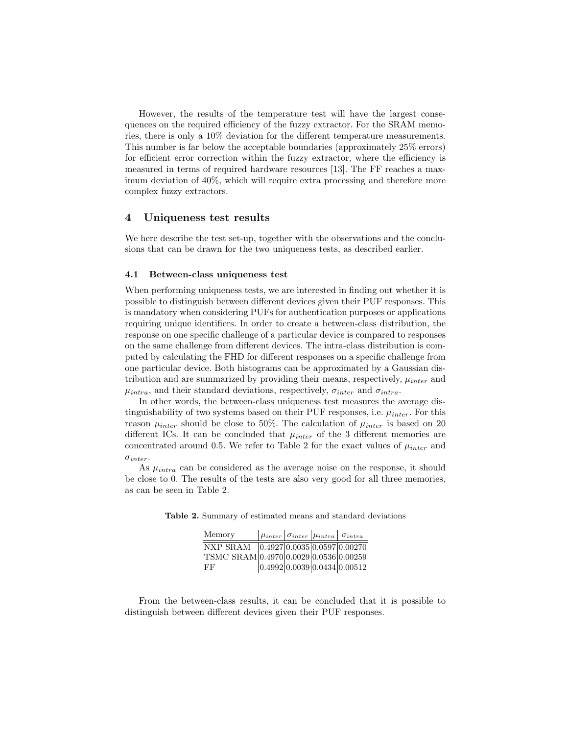However, the results of the temperature test will have the largest consequences on the required efficiency of the fuzzy extractor. For the SRAM memories, there is only a 10% deviation for the different temperature measurements. This number is far below the acceptable boundaries (approximately 25% errors) for efficient error correction within the fuzzy extractor, where the efficiency is measured in terms of required hardware resources [13]. The FF reaches a maximum deviation of 40%, which will require extra processing and therefore more complex fuzzy extractors.

## 4 Uniqueness test results

We here describe the test set-up, together with the observations and the conclusions that can be drawn for the two uniqueness tests, as described earlier.

### 4.1 Between-class uniqueness test

When performing uniqueness tests, we are interested in finding out whether it is possible to distinguish between different devices given their PUF responses. This is mandatory when considering PUFs for authentication purposes or applications requiring unique identifiers. In order to create a between-class distribution, the response on one specific challenge of a particular device is compared to responses on the same challenge from different devices. The intra-class distribution is computed by calculating the FHD for different responses on a specific challenge from one particular device. Both histograms can be approximated by a Gaussian distribution and are summarized by providing their means, respectively, $\mu_{inter}$ and $\mu_{intra}$, and their standard deviations, respectively, $\sigma_{inter}$ and $\sigma_{intra}$.

In other words, the between-class uniqueness test measures the average distinguishability of two systems based on their PUF responses, i.e. $\mu_{inter}$. For this reason $\mu_{inter}$ should be close to 50%. The calculation of $\mu_{inter}$ is based on 20 different ICs. It can be concluded that $\mu_{inter}$ of the 3 different memories are concentrated around 0.5. We refer to Table 2 for the exact values of $\mu_{inter}$ and $\sigma_{inter}$.

As $\mu_{intra}$ can be considered as the average noise on the response, it should be close to 0. The results of the tests are also very good for all three memories, as can be seen in Table 2.

**Table 2.** Summary of estimated means and standard deviations

| Memory | $\mu_{inter}$ | $\sigma_{inter}$ | $\mu_{intra}$ | $\sigma_{intra}$ |
|---|---|---|---|---|
| NXP SRAM | 0.4927 | 0.0035 | 0.0597 | 0.00270 |
| TSMC SRAM | 0.4970 | 0.0029 | 0.0536 | 0.00259 |
| FF | 0.4992 | 0.0039 | 0.0434 | 0.00512 |

From the between-class results, it can be concluded that it is possible to distinguish between different devices given their PUF responses.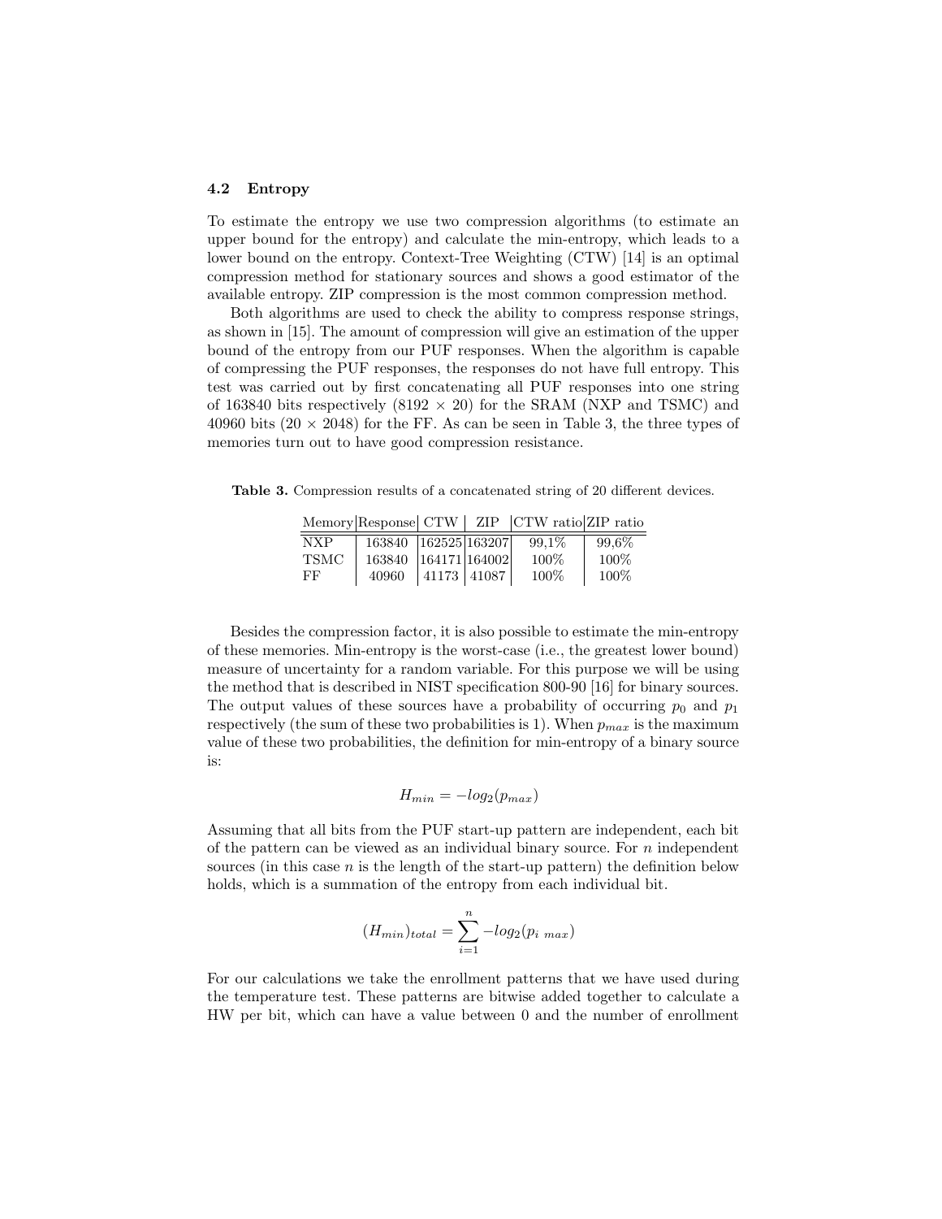### 4.2 Entropy

To estimate the entropy we use two compression algorithms (to estimate an upper bound for the entropy) and calculate the min-entropy, which leads to a lower bound on the entropy. Context-Tree Weighting (CTW) [14] is an optimal compression method for stationary sources and shows a good estimator of the available entropy. ZIP compression is the most common compression method.

Both algorithms are used to check the ability to compress response strings, as shown in [15]. The amount of compression will give an estimation of the upper bound of the entropy from our PUF responses. When the algorithm is capable of compressing the PUF responses, the responses do not have full entropy. This test was carried out by first concatenating all PUF responses into one string of 163840 bits respectively (8192 × 20) for the SRAM (NXP and TSMC) and 40960 bits (20 × 2048) for the FF. As can be seen in Table 3, the three types of memories turn out to have good compression resistance.

**Table 3.** Compression results of a concatenated string of 20 different devices.

| Memory | Response | CTW | ZIP | CTW ratio | ZIP ratio |
|---|---|---|---|---|---|
| NXP | 163840 | 162525 | 163207 | 99,1% | 99,6% |
| TSMC | 163840 | 164171 | 164002 | 100% | 100% |
| FF | 40960 | 41173 | 41087 | 100% | 100% |

Besides the compression factor, it is also possible to estimate the min-entropy of these memories. Min-entropy is the worst-case (i.e., the greatest lower bound) measure of uncertainty for a random variable. For this purpose we will be using the method that is described in NIST specification 800-90 [16] for binary sources. The output values of these sources have a probability of occurring $p_0$ and $p_1$ respectively (the sum of these two probabilities is 1). When $p_{max}$ is the maximum value of these two probabilities, the definition for min-entropy of a binary source is:

$$H_{min} = -log_2(p_{max})$$

Assuming that all bits from the PUF start-up pattern are independent, each bit of the pattern can be viewed as an individual binary source. For $n$ independent sources (in this case $n$ is the length of the start-up pattern) the definition below holds, which is a summation of the entropy from each individual bit.

$$(H_{min})_{total} = \sum_{i=1}^{n} -log_2(p_{i\ max})$$

For our calculations we take the enrollment patterns that we have used during the temperature test. These patterns are bitwise added together to calculate a HW per bit, which can have a value between 0 and the number of enrollment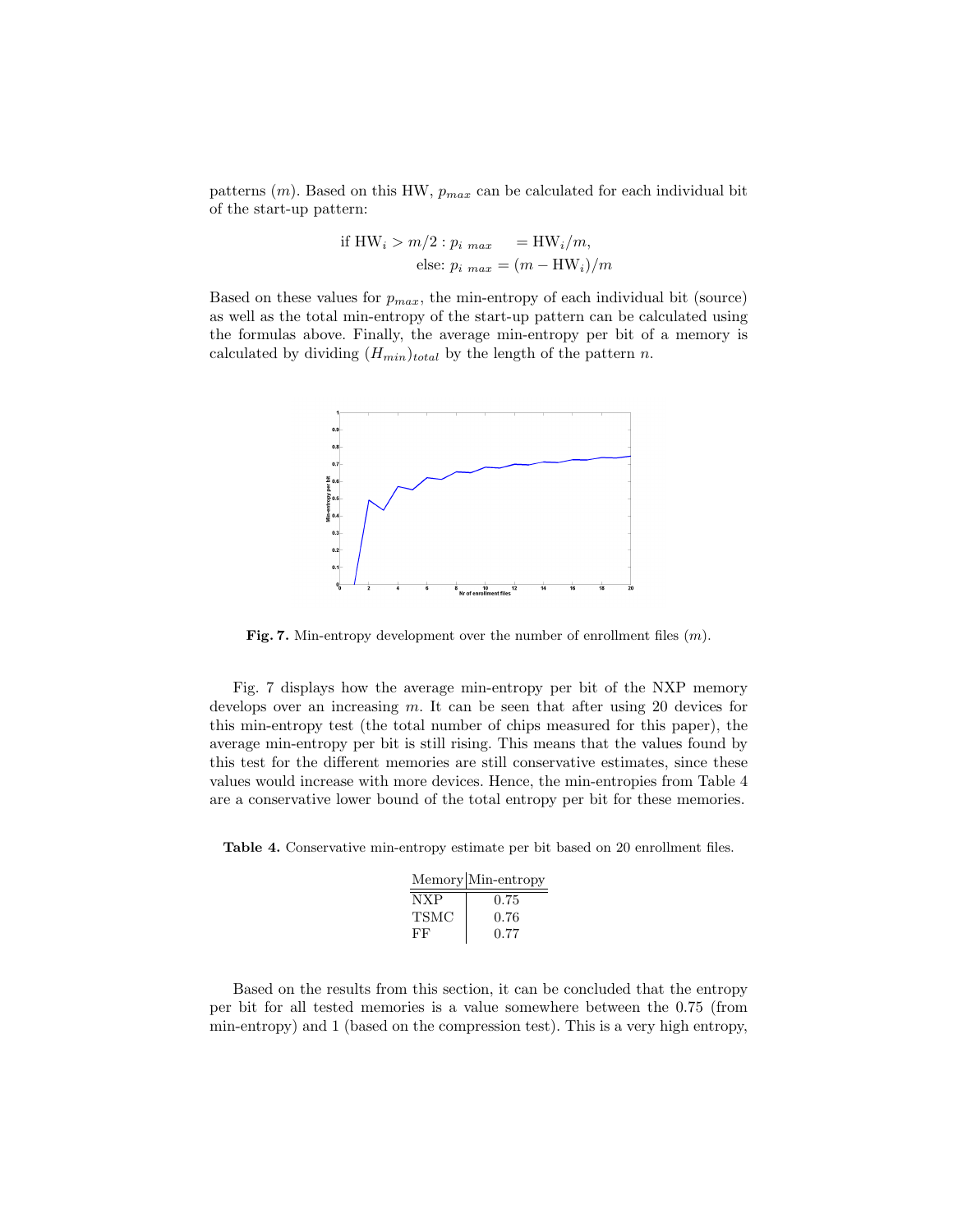patterns ($m$). Based on this HW, $p_{max}$ can be calculated for each individual bit of the start-up pattern:

$$\text{if } \mathrm{HW}_i > m/2 : p_{i\ max} = \mathrm{HW}_i/m,$$
$$\text{else: } p_{i\ max} = (m - \mathrm{HW}_i)/m$$

Based on these values for $p_{max}$, the min-entropy of each individual bit (source) as well as the total min-entropy of the start-up pattern can be calculated using the formulas above. Finally, the average min-entropy per bit of a memory is calculated by dividing $(H_{min})_{total}$ by the length of the pattern $n$.

**Fig. 7.** Min-entropy development over the number of enrollment files ($m$).

Fig. 7 displays how the average min-entropy per bit of the NXP memory develops over an increasing $m$. It can be seen that after using 20 devices for this min-entropy test (the total number of chips measured for this paper), the average min-entropy per bit is still rising. This means that the values found by this test for the different memories are still conservative estimates, since these values would increase with more devices. Hence, the min-entropies from Table 4 are a conservative lower bound of the total entropy per bit for these memories.

**Table 4.** Conservative min-entropy estimate per bit based on 20 enrollment files.

| Memory | Min-entropy |
|---|---|
| NXP | 0.75 |
| TSMC | 0.76 |
| FF | 0.77 |

Based on the results from this section, it can be concluded that the entropy per bit for all tested memories is a value somewhere between the 0.75 (from min-entropy) and 1 (based on the compression test). This is a very high entropy,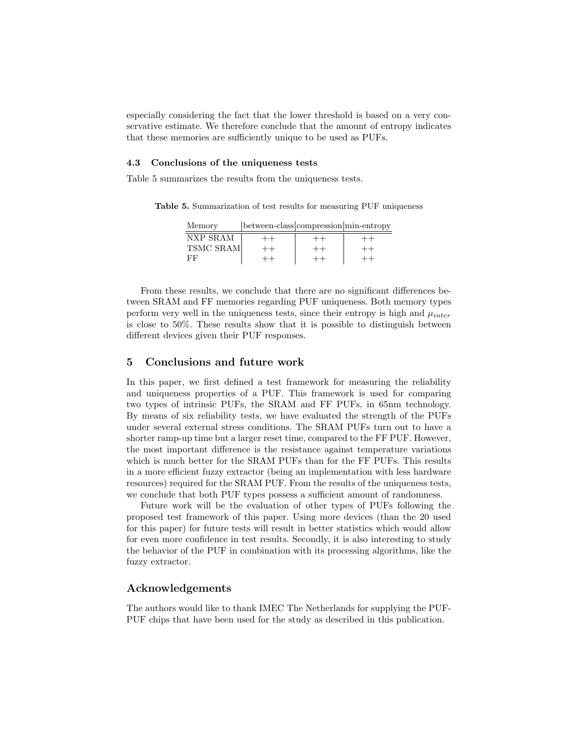especially considering the fact that the lower threshold is based on a very conservative estimate. We therefore conclude that the amount of entropy indicates that these memories are sufficiently unique to be used as PUFs.

### 4.3 Conclusions of the uniqueness tests

Table 5 summarizes the results from the uniqueness tests.

**Table 5.** Summarization of test results for measuring PUF uniqueness

| Memory | between-class | compression | min-entropy |
|---|---|---|---|
| NXP SRAM | ++ | ++ | ++ |
| TSMC SRAM | ++ | ++ | ++ |
| FF | ++ | ++ | ++ |

From these results, we conclude that there are no significant differences between SRAM and FF memories regarding PUF uniqueness. Both memory types perform very well in the uniqueness tests, since their entropy is high and $\mu_{inter}$ is close to 50%. These results show that it is possible to distinguish between different devices given their PUF responses.

## 5 Conclusions and future work

In this paper, we first defined a test framework for measuring the reliability and uniqueness properties of a PUF. This framework is used for comparing two types of intrinsic PUFs, the SRAM and FF PUFs, in 65nm technology. By means of six reliability tests, we have evaluated the strength of the PUFs under several external stress conditions. The SRAM PUFs turn out to have a shorter ramp-up time but a larger reset time, compared to the FF PUF. However, the most important difference is the resistance against temperature variations which is much better for the SRAM PUFs than for the FF PUFs. This results in a more efficient fuzzy extractor (being an implementation with less hardware resources) required for the SRAM PUF. From the results of the uniqueness tests, we conclude that both PUF types possess a sufficient amount of randomness.

Future work will be the evaluation of other types of PUFs following the proposed test framework of this paper. Using more devices (than the 20 used for this paper) for future tests will result in better statistics which would allow for even more confidence in test results. Secondly, it is also interesting to study the behavior of the PUF in combination with its processing algorithms, like the fuzzy extractor.

## Acknowledgements

The authors would like to thank IMEC The Netherlands for supplying the PUF-PUF chips that have been used for the study as described in this publication.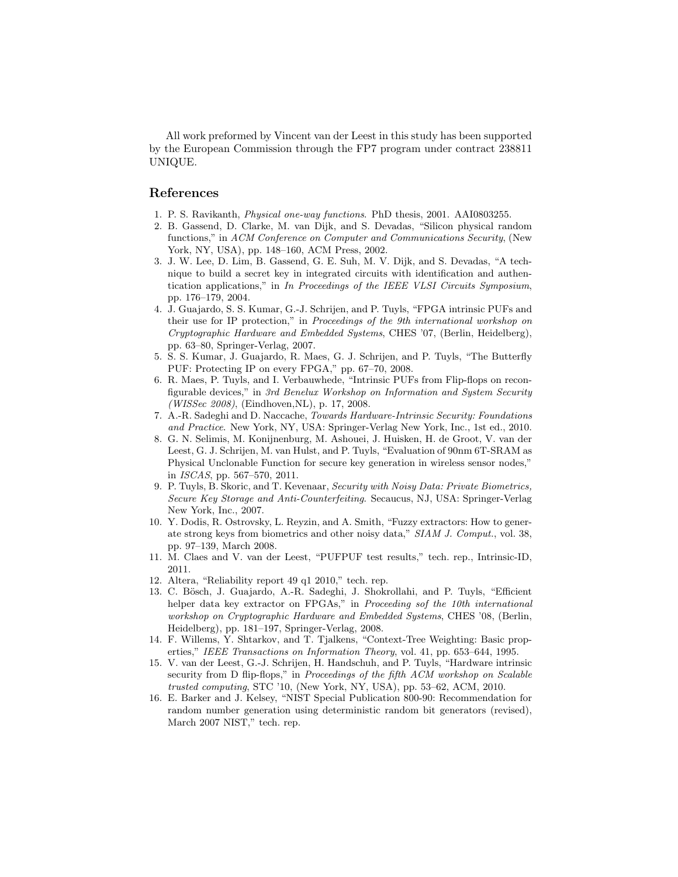All work preformed by Vincent van der Leest in this study has been supported by the European Commission through the FP7 program under contract 238811 UNIQUE.

## References

1. P. S. Ravikanth, *Physical one-way functions*. PhD thesis, 2001. AAI0803255.
2. B. Gassend, D. Clarke, M. van Dijk, and S. Devadas, "Silicon physical random functions," in *ACM Conference on Computer and Communications Security*, (New York, NY, USA), pp. 148–160, ACM Press, 2002.
3. J. W. Lee, D. Lim, B. Gassend, G. E. Suh, M. V. Dijk, and S. Devadas, "A technique to build a secret key in integrated circuits with identification and authentication applications," in *In Proceedings of the IEEE VLSI Circuits Symposium*, pp. 176–179, 2004.
4. J. Guajardo, S. S. Kumar, G.-J. Schrijen, and P. Tuyls, "FPGA intrinsic PUFs and their use for IP protection," in *Proceedings of the 9th international workshop on Cryptographic Hardware and Embedded Systems*, CHES '07, (Berlin, Heidelberg), pp. 63–80, Springer-Verlag, 2007.
5. S. S. Kumar, J. Guajardo, R. Maes, G. J. Schrijen, and P. Tuyls, "The Butterfly PUF: Protecting IP on every FPGA," pp. 67–70, 2008.
6. R. Maes, P. Tuyls, and I. Verbauwhede, "Intrinsic PUFs from Flip-flops on reconfigurable devices," in *3rd Benelux Workshop on Information and System Security (WISSec 2008)*, (Eindhoven,NL), p. 17, 2008.
7. A.-R. Sadeghi and D. Naccache, *Towards Hardware-Intrinsic Security: Foundations and Practice*. New York, NY, USA: Springer-Verlag New York, Inc., 1st ed., 2010.
8. G. N. Selimis, M. Konijnenburg, M. Ashouei, J. Huisken, H. de Groot, V. van der Leest, G. J. Schrijen, M. van Hulst, and P. Tuyls, "Evaluation of 90nm 6T-SRAM as Physical Unclonable Function for secure key generation in wireless sensor nodes," in *ISCAS*, pp. 567–570, 2011.
9. P. Tuyls, B. Skoric, and T. Kevenaar, *Security with Noisy Data: Private Biometrics, Secure Key Storage and Anti-Counterfeiting*. Secaucus, NJ, USA: Springer-Verlag New York, Inc., 2007.
10. Y. Dodis, R. Ostrovsky, L. Reyzin, and A. Smith, "Fuzzy extractors: How to generate strong keys from biometrics and other noisy data," *SIAM J. Comput.*, vol. 38, pp. 97–139, March 2008.
11. M. Claes and V. van der Leest, "PUFPUF test results," tech. rep., Intrinsic-ID, 2011.
12. Altera, "Reliability report 49 q1 2010," tech. rep.
13. C. Bösch, J. Guajardo, A.-R. Sadeghi, J. Shokrollahi, and P. Tuyls, "Efficient helper data key extractor on FPGAs," in *Proceeding sof the 10th international workshop on Cryptographic Hardware and Embedded Systems*, CHES '08, (Berlin, Heidelberg), pp. 181–197, Springer-Verlag, 2008.
14. F. Willems, Y. Shtarkov, and T. Tjalkens, "Context-Tree Weighting: Basic properties," *IEEE Transactions on Information Theory*, vol. 41, pp. 653–644, 1995.
15. V. van der Leest, G.-J. Schrijen, H. Handschuh, and P. Tuyls, "Hardware intrinsic security from D flip-flops," in *Proceedings of the fifth ACM workshop on Scalable trusted computing*, STC '10, (New York, NY, USA), pp. 53–62, ACM, 2010.
16. E. Barker and J. Kelsey, "NIST Special Publication 800-90: Recommendation for random number generation using deterministic random bit generators (revised), March 2007 NIST," tech. rep.